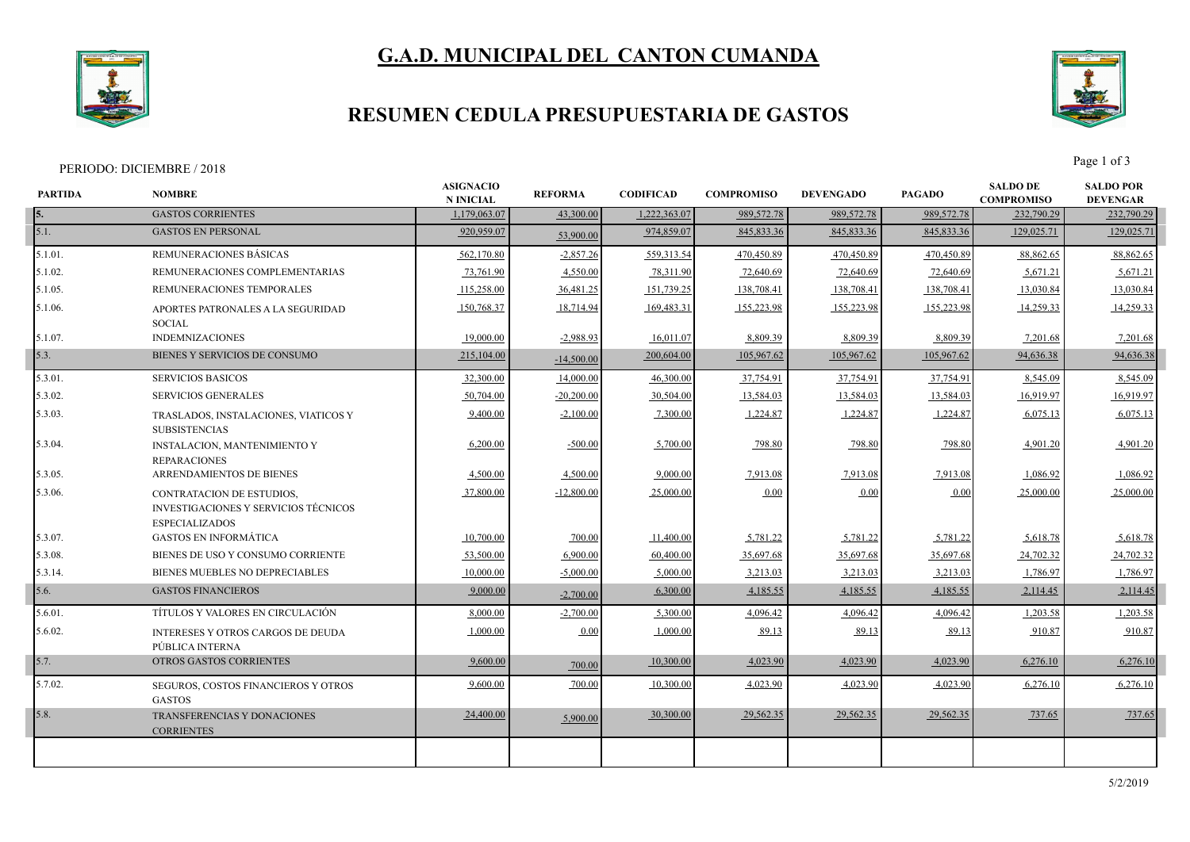# G.A.D. MUNICIPAL DEL CANTON CUMANDA

## RESUMEN CEDULA PRESUPUESTARIA DE GASTOS

PERIODO: DICIEMBRE / 2018

| PARTIDA | NOMBRE | ASIGNACIO N INICIAL | REFORMA | CODIFICAD | COMPROMISO | DEVENGADO | PAGADO | SALDO DE COMPROMISO | SALDO POR DEVENGAR |
|---|---|---|---|---|---|---|---|---|---|
| 5. | GASTOS CORRIENTES | 1,179,063.07 | 43,300.00 | 1,222,363.07 | 989,572.78 | 989,572.78 | 989,572.78 | 232,790.29 | 232,790.29 |
| 5.1. | GASTOS EN PERSONAL | 920,959.07 | 53,900.00 | 974,859.07 | 845,833.36 | 845,833.36 | 845,833.36 | 129,025.71 | 129,025.71 |
| 5.1.01. | REMUNERACIONES BÁSICAS | 562,170.80 | -2,857.26 | 559,313.54 | 470,450.89 | 470,450.89 | 470,450.89 | 88,862.65 | 88,862.65 |
| 5.1.02. | REMUNERACIONES COMPLEMENTARIAS | 73,761.90 | 4,550.00 | 78,311.90 | 72,640.69 | 72,640.69 | 72,640.69 | 5,671.21 | 5,671.21 |
| 5.1.05. | REMUNERACIONES TEMPORALES | 115,258.00 | 36,481.25 | 151,739.25 | 138,708.41 | 138,708.41 | 138,708.41 | 13,030.84 | 13,030.84 |
| 5.1.06. | APORTES PATRONALES A LA SEGURIDAD SOCIAL | 150,768.37 | 18,714.94 | 169,483.31 | 155,223.98 | 155,223.98 | 155,223.98 | 14,259.33 | 14,259.33 |
| 5.1.07. | INDEMNIZACIONES | 19,000.00 | -2,988.93 | 16,011.07 | 8,809.39 | 8,809.39 | 8,809.39 | 7,201.68 | 7,201.68 |
| 5.3. | BIENES Y SERVICIOS DE CONSUMO | 215,104.00 | -14,500.00 | 200,604.00 | 105,967.62 | 105,967.62 | 105,967.62 | 94,636.38 | 94,636.38 |
| 5.3.01. | SERVICIOS BASICOS | 32,300.00 | 14,000.00 | 46,300.00 | 37,754.91 | 37,754.91 | 37,754.91 | 8,545.09 | 8,545.09 |
| 5.3.02. | SERVICIOS GENERALES | 50,704.00 | -20,200.00 | 30,504.00 | 13,584.03 | 13,584.03 | 13,584.03 | 16,919.97 | 16,919.97 |
| 5.3.03. | TRASLADOS, INSTALACIONES, VIATICOS Y SUBSISTENCIAS | 9,400.00 | -2,100.00 | 7,300.00 | 1,224.87 | 1,224.87 | 1,224.87 | 6,075.13 | 6,075.13 |
| 5.3.04. | INSTALACION, MANTENIMIENTO Y REPARACIONES | 6,200.00 | -500.00 | 5,700.00 | 798.80 | 798.80 | 798.80 | 4,901.20 | 4,901.20 |
| 5.3.05. | ARRENDAMIENTOS DE BIENES | 4,500.00 | 4,500.00 | 9,000.00 | 7,913.08 | 7,913.08 | 7,913.08 | 1,086.92 | 1,086.92 |
| 5.3.06. | CONTRATACION DE ESTUDIOS, INVESTIGACIONES Y SERVICIOS TÉCNICOS ESPECIALIZADOS | 37,800.00 | -12,800.00 | 25,000.00 | 0.00 | 0.00 | 0.00 | 25,000.00 | 25,000.00 |
| 5.3.07. | GASTOS EN INFORMÁTICA | 10,700.00 | 700.00 | 11,400.00 | 5,781.22 | 5,781.22 | 5,781.22 | 5,618.78 | 5,618.78 |
| 5.3.08. | BIENES DE USO Y CONSUMO CORRIENTE | 53,500.00 | 6,900.00 | 60,400.00 | 35,697.68 | 35,697.68 | 35,697.68 | 24,702.32 | 24,702.32 |
| 5.3.14. | BIENES MUEBLES NO DEPRECIABLES | 10,000.00 | -5,000.00 | 5,000.00 | 3,213.03 | 3,213.03 | 3,213.03 | 1,786.97 | 1,786.97 |
| 5.6. | GASTOS FINANCIEROS | 9,000.00 | -2,700.00 | 6,300.00 | 4,185.55 | 4,185.55 | 4,185.55 | 2,114.45 | 2,114.45 |
| 5.6.01. | TÍTULOS Y VALORES EN CIRCULACIÓN | 8,000.00 | -2,700.00 | 5,300.00 | 4,096.42 | 4,096.42 | 4,096.42 | 1,203.58 | 1,203.58 |
| 5.6.02. | INTERESES Y OTROS CARGOS DE DEUDA PÚBLICA INTERNA | 1,000.00 | 0.00 | 1,000.00 | 89.13 | 89.13 | 89.13 | 910.87 | 910.87 |
| 5.7. | OTROS GASTOS CORRIENTES | 9,600.00 | 700.00 | 10,300.00 | 4,023.90 | 4,023.90 | 4,023.90 | 6,276.10 | 6,276.10 |
| 5.7.02. | SEGUROS, COSTOS FINANCIEROS Y OTROS GASTOS | 9,600.00 | 700.00 | 10,300.00 | 4,023.90 | 4,023.90 | 4,023.90 | 6,276.10 | 6,276.10 |
| 5.8. | TRANSFERENCIAS Y DONACIONES CORRIENTES | 24,400.00 | 5,900.00 | 30,300.00 | 29,562.35 | 29,562.35 | 29,562.35 | 737.65 | 737.65 |

5/2/2019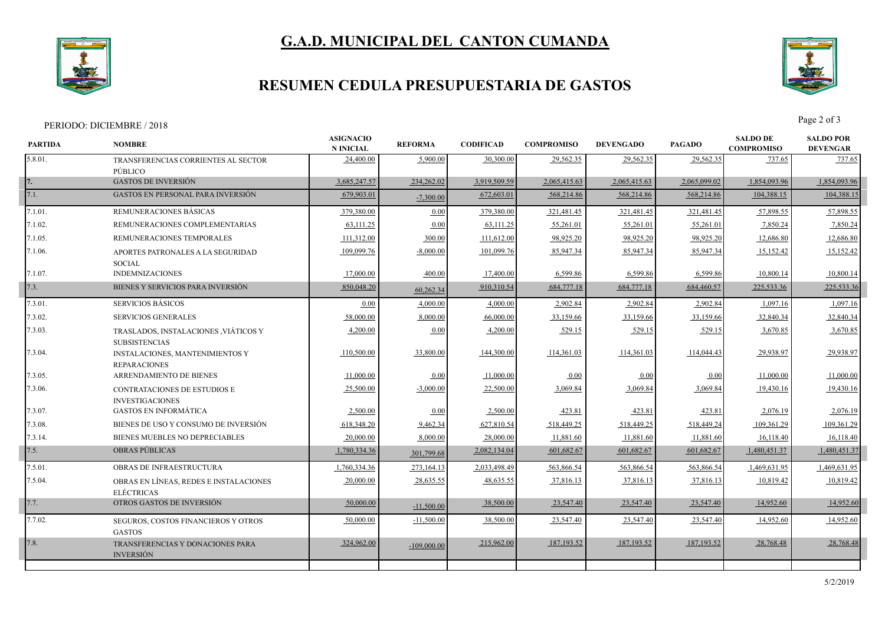# G.A.D. MUNICIPAL DEL CANTON CUMANDA

## RESUMEN CEDULA PRESUPUESTARIA DE GASTOS

PERIODO: DICIEMBRE / 2018

| PARTIDA | NOMBRE | ASIGNACION INICIAL | REFORMA | CODIFICAD | COMPROMISO | DEVENGADO | PAGADO | SALDO DE COMPROMISO | SALDO POR DEVENGAR |
|---|---|---|---|---|---|---|---|---|---|
| 5.8.01. | TRANSFERENCIAS CORRIENTES AL SECTOR PÚBLICO | 24,400.00 | 5,900.00 | 30,300.00 | 29,562.35 | 29,562.35 | 29,562.35 | 737.65 | 737.65 |
| 7. | GASTOS DE INVERSIÒN | 3,685,247.57 | 234,262.02 | 3,919,509.59 | 2,065,415.63 | 2,065,415.63 | 2,065,099.02 | 1,854,093.96 | 1,854,093.96 |
| 7.1. | GASTOS EN PERSONAL PARA INVERSIÓN | 679,903.01 | -7,300.00 | 672,603.01 | 568,214.86 | 568,214.86 | 568,214.86 | 104,388.15 | 104,388.15 |
| 7.1.01. | REMUNERACIONES BÁSICAS | 379,380.00 | 0.00 | 379,380.00 | 321,481.45 | 321,481.45 | 321,481.45 | 57,898.55 | 57,898.55 |
| 7.1.02. | REMUNERACIONES COMPLEMENTARIAS | 63,111.25 | 0.00 | 63,111.25 | 55,261.01 | 55,261.01 | 55,261.01 | 7,850.24 | 7,850.24 |
| 7.1.05. | REMUNERACIONES TEMPORALES | 111,312.00 | 300.00 | 111,612.00 | 98,925.20 | 98,925.20 | 98,925.20 | 12,686.80 | 12,686.80 |
| 7.1.06. | APORTES PATRONALES A LA SEGURIDAD SOCIAL | 109,099.76 | -8,000.00 | 101,099.76 | 85,947.34 | 85,947.34 | 85,947.34 | 15,152.42 | 15,152.42 |
| 7.1.07. | INDEMNIZACIONES | 17,000.00 | 400.00 | 17,400.00 | 6,599.86 | 6,599.86 | 6,599.86 | 10,800.14 | 10,800.14 |
| 7.3. | BIENES Y SERVICIOS PARA INVERSIÓN | 850,048.20 | 60,262.34 | 910,310.54 | 684,777.18 | 684,777.18 | 684,460.57 | 225,533.36 | 225,533.36 |
| 7.3.01. | SERVICIOS BÁSICOS | 0.00 | 4,000.00 | 4,000.00 | 2,902.84 | 2,902.84 | 2,902.84 | 1,097.16 | 1,097.16 |
| 7.3.02. | SERVICIOS GENERALES | 58,000.00 | 8,000.00 | 66,000.00 | 33,159.66 | 33,159.66 | 33,159.66 | 32,840.34 | 32,840.34 |
| 7.3.03. | TRASLADOS, INSTALACIONES ,VIÁTICOS Y SUBSISTENCIAS | 4,200.00 | 0.00 | 4,200.00 | 529.15 | 529.15 | 529.15 | 3,670.85 | 3,670.85 |
| 7.3.04. | INSTALACIONES, MANTENIMIENTOS Y REPARACIONES | 110,500.00 | 33,800.00 | 144,300.00 | 114,361.03 | 114,361.03 | 114,044.43 | 29,938.97 | 29,938.97 |
| 7.3.05. | ARRENDAMIENTO DE BIENES | 11,000.00 | 0.00 | 11,000.00 | 0.00 | 0.00 | 0.00 | 11,000.00 | 11,000.00 |
| 7.3.06. | CONTRATACIONES DE ESTUDIOS E INVESTIGACIONES | 25,500.00 | -3,000.00 | 22,500.00 | 3,069.84 | 3,069.84 | 3,069.84 | 19,430.16 | 19,430.16 |
| 7.3.07. | GASTOS EN INFORMÁTICA | 2,500.00 | 0.00 | 2,500.00 | 423.81 | 423.81 | 423.81 | 2,076.19 | 2,076.19 |
| 7.3.08. | BIENES DE USO Y CONSUMO DE INVERSIÓN | 618,348.20 | 9,462.34 | 627,810.54 | 518,449.25 | 518,449.25 | 518,449.24 | 109,361.29 | 109,361.29 |
| 7.3.14. | BIENES MUEBLES NO DEPRECIABLES | 20,000.00 | 8,000.00 | 28,000.00 | 11,881.60 | 11,881.60 | 11,881.60 | 16,118.40 | 16,118.40 |
| 7.5. | OBRAS PÚBLICAS | 1,780,334.36 | 301,799.68 | 2,082,134.04 | 601,682.67 | 601,682.67 | 601,682.67 | 1,480,451.37 | 1,480,451.37 |
| 7.5.01. | OBRAS DE INFRAESTRUCTURA | 1,760,334.36 | 273,164.13 | 2,033,498.49 | 563,866.54 | 563,866.54 | 563,866.54 | 1,469,631.95 | 1,469,631.95 |
| 7.5.04. | OBRAS EN LÍNEAS, REDES E INSTALACIONES ELÉCTRICAS | 20,000.00 | 28,635.55 | 48,635.55 | 37,816.13 | 37,816.13 | 37,816.13 | 10,819.42 | 10,819.42 |
| 7.7. | OTROS GASTOS DE INVERSIÓN | 50,000.00 | -11,500.00 | 38,500.00 | 23,547.40 | 23,547.40 | 23,547.40 | 14,952.60 | 14,952.60 |
| 7.7.02. | SEGUROS, COSTOS FINANCIEROS Y OTROS GASTOS | 50,000.00 | -11,500.00 | 38,500.00 | 23,547.40 | 23,547.40 | 23,547.40 | 14,952.60 | 14,952.60 |
| 7.8. | TRANSFERENCIAS Y DONACIONES PARA INVERSIÓN | 324,962.00 | -109,000.00 | 215,962.00 | 187,193.52 | 187,193.52 | 187,193.52 | 28,768.48 | 28,768.48 |

5/2/2019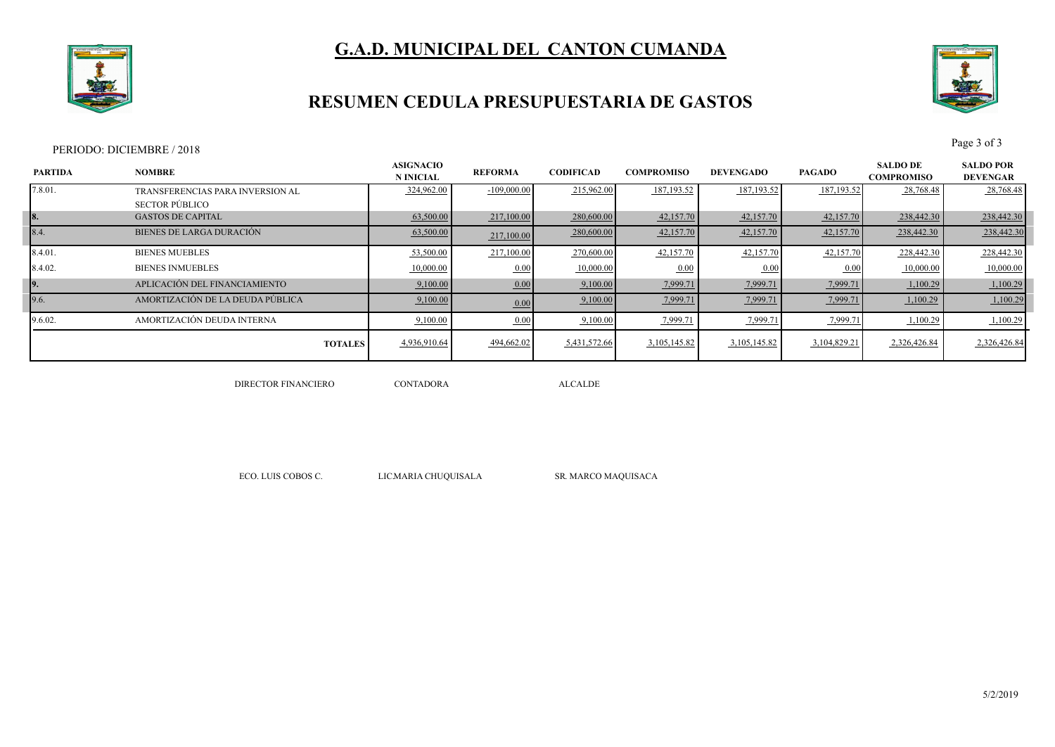# G.A.D. MUNICIPAL DEL CANTON CUMANDA

## RESUMEN CEDULA PRESUPUESTARIA DE GASTOS

PERIODO: DICIEMBRE / 2018

| PARTIDA | NOMBRE | ASIGNACION INICIAL | REFORMA | CODIFICAD | COMPROMISO | DEVENGADO | PAGADO | SALDO DE COMPROMISO | SALDO POR DEVENGAR |
|---|---|---|---|---|---|---|---|---|---|
| 7.8.01. | TRANSFERENCIAS PARA INVERSION AL SECTOR PÚBLICO | 324,962.00 | -109,000.00 | 215,962.00 | 187,193.52 | 187,193.52 | 187,193.52 | 28,768.48 | 28,768.48 |
| 8. | GASTOS DE CAPITAL | 63,500.00 | 217,100.00 | 280,600.00 | 42,157.70 | 42,157.70 | 42,157.70 | 238,442.30 | 238,442.30 |
| 8.4. | BIENES DE LARGA DURACIÓN | 63,500.00 | 217,100.00 | 280,600.00 | 42,157.70 | 42,157.70 | 42,157.70 | 238,442.30 | 238,442.30 |
| 8.4.01. | BIENES MUEBLES | 53,500.00 | 217,100.00 | 270,600.00 | 42,157.70 | 42,157.70 | 42,157.70 | 228,442.30 | 228,442.30 |
| 8.4.02. | BIENES INMUEBLES | 10,000.00 | 0.00 | 10,000.00 | 0.00 | 0.00 | 0.00 | 10,000.00 | 10,000.00 |
| 9. | APLICACIÓN DEL FINANCIAMIENTO | 9,100.00 | 0.00 | 9,100.00 | 7,999.71 | 7,999.71 | 7,999.71 | 1,100.29 | 1,100.29 |
| 9.6. | AMORTIZACIÓN DE LA DEUDA PÚBLICA | 9,100.00 | 0.00 | 9,100.00 | 7,999.71 | 7,999.71 | 7,999.71 | 1,100.29 | 1,100.29 |
| 9.6.02. | AMORTIZACIÓN DEUDA INTERNA | 9,100.00 | 0.00 | 9,100.00 | 7,999.71 | 7,999.71 | 7,999.71 | 1,100.29 | 1,100.29 |
| | **TOTALES** | 4,936,910.64 | 494,662.02 | 5,431,572.66 | 3,105,145.82 | 3,105,145.82 | 3,104,829.21 | 2,326,426.84 | 2,326,426.84 |

DIRECTOR FINANCIERO — ECO. LUIS COBOS C.

CONTADORA — LIC.MARIA CHUQUISALA

ALCALDE — SR. MARCO MAQUISACA

5/2/2019